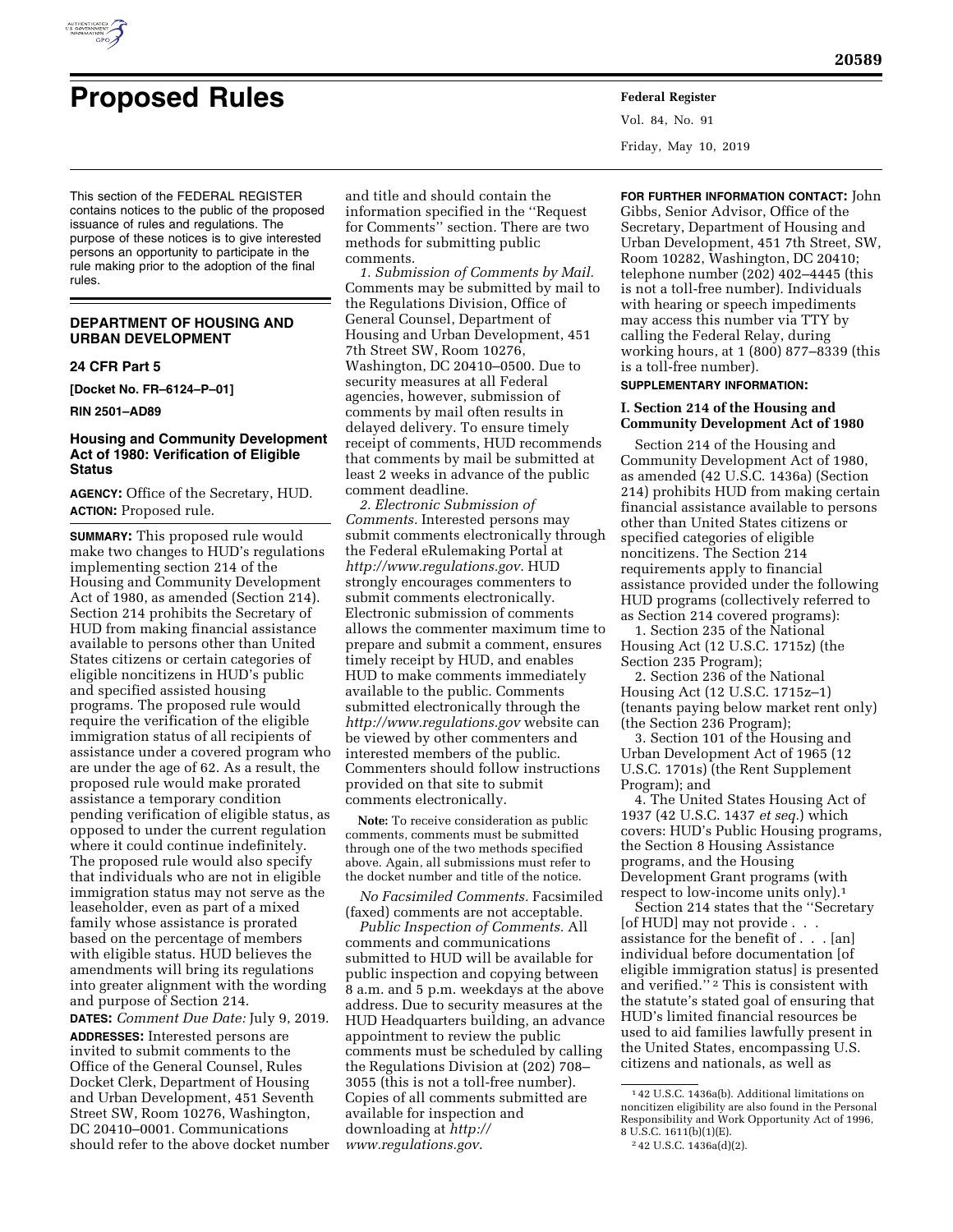# Proposed Rules

This section of the FEDERAL REGISTER contains notices to the public of the proposed issuance of rules and regulations. The purpose of these notices is to give interested persons an opportunity to participate in the rule making prior to the adoption of the final rules.

## DEPARTMENT OF HOUSING AND URBAN DEVELOPMENT

### 24 CFR Part 5

**[Docket No. FR–6124–P–01]**

**RIN 2501–AD89**

### Housing and Community Development Act of 1980: Verification of Eligible Status

**AGENCY:** Office of the Secretary, HUD.

**ACTION:** Proposed rule.

**SUMMARY:** This proposed rule would make two changes to HUD's regulations implementing section 214 of the Housing and Community Development Act of 1980, as amended (Section 214). Section 214 prohibits the Secretary of HUD from making financial assistance available to persons other than United States citizens or certain categories of eligible noncitizens in HUD's public and specified assisted housing programs. The proposed rule would require the verification of the eligible immigration status of all recipients of assistance under a covered program who are under the age of 62. As a result, the proposed rule would make prorated assistance a temporary condition pending verification of eligible status, as opposed to under the current regulation where it could continue indefinitely. The proposed rule would also specify that individuals who are not in eligible immigration status may not serve as the leaseholder, even as part of a mixed family whose assistance is prorated based on the percentage of members with eligible status. HUD believes the amendments will bring its regulations into greater alignment with the wording and purpose of Section 214.

**DATES:** *Comment Due Date:* July 9, 2019.

**ADDRESSES:** Interested persons are invited to submit comments to the Office of the General Counsel, Rules Docket Clerk, Department of Housing and Urban Development, 451 Seventh Street SW, Room 10276, Washington, DC 20410–0001. Communications should refer to the above docket number and title and should contain the information specified in the "Request for Comments" section. There are two methods for submitting public comments.

*1. Submission of Comments by Mail.* Comments may be submitted by mail to the Regulations Division, Office of General Counsel, Department of Housing and Urban Development, 451 7th Street SW, Room 10276, Washington, DC 20410–0500. Due to security measures at all Federal agencies, however, submission of comments by mail often results in delayed delivery. To ensure timely receipt of comments, HUD recommends that comments by mail be submitted at least 2 weeks in advance of the public comment deadline.

*2. Electronic Submission of Comments.* Interested persons may submit comments electronically through the Federal eRulemaking Portal at *http://www.regulations.gov*. HUD strongly encourages commenters to submit comments electronically. Electronic submission of comments allows the commenter maximum time to prepare and submit a comment, ensures timely receipt by HUD, and enables HUD to make comments immediately available to the public. Comments submitted electronically through the *http://www.regulations.gov* website can be viewed by other commenters and interested members of the public. Commenters should follow instructions provided on that site to submit comments electronically.

**Note:** To receive consideration as public comments, comments must be submitted through one of the two methods specified above. Again, all submissions must refer to the docket number and title of the notice.

*No Facsimiled Comments.* Facsimiled (faxed) comments are not acceptable.

*Public Inspection of Comments.* All comments and communications submitted to HUD will be available for public inspection and copying between 8 a.m. and 5 p.m. weekdays at the above address. Due to security measures at the HUD Headquarters building, an advance appointment to review the public comments must be scheduled by calling the Regulations Division at (202) 708–3055 (this is not a toll-free number). Copies of all comments submitted are available for inspection and downloading at *http://www.regulations.gov*.

**FOR FURTHER INFORMATION CONTACT:** John Gibbs, Senior Advisor, Office of the Secretary, Department of Housing and Urban Development, 451 7th Street, SW, Room 10282, Washington, DC 20410; telephone number (202) 402–4445 (this is not a toll-free number). Individuals with hearing or speech impediments may access this number via TTY by calling the Federal Relay, during working hours, at 1 (800) 877–8339 (this is a toll-free number).

**SUPPLEMENTARY INFORMATION:**

#### I. Section 214 of the Housing and Community Development Act of 1980

Section 214 of the Housing and Community Development Act of 1980, as amended (42 U.S.C. 1436a) (Section 214) prohibits HUD from making certain financial assistance available to persons other than United States citizens or specified categories of eligible noncitizens. The Section 214 requirements apply to financial assistance provided under the following HUD programs (collectively referred to as Section 214 covered programs):

1. Section 235 of the National Housing Act (12 U.S.C. 1715z) (the Section 235 Program);
2. Section 236 of the National Housing Act (12 U.S.C. 1715z–1) (tenants paying below market rent only) (the Section 236 Program);
3. Section 101 of the Housing and Urban Development Act of 1965 (12 U.S.C. 1701s) (the Rent Supplement Program); and
4. The United States Housing Act of 1937 (42 U.S.C. 1437 *et seq.*) which covers: HUD's Public Housing programs, the Section 8 Housing Assistance programs, and the Housing Development Grant programs (with respect to low-income units only).[1]

Section 214 states that the "Secretary [of HUD] may not provide . . . assistance for the benefit of . . . [an] individual before documentation [of eligible immigration status] is presented and verified."[2] This is consistent with the statute's stated goal of ensuring that HUD's limited financial resources be used to aid families lawfully present in the United States, encompassing U.S. citizens and nationals, as well as

---

[1] 42 U.S.C. 1436a(b). Additional limitations on noncitizen eligibility are also found in the Personal Responsibility and Work Opportunity Act of 1996, 8 U.S.C. 1611(b)(1)(E).

[2] 42 U.S.C. 1436a(d)(2).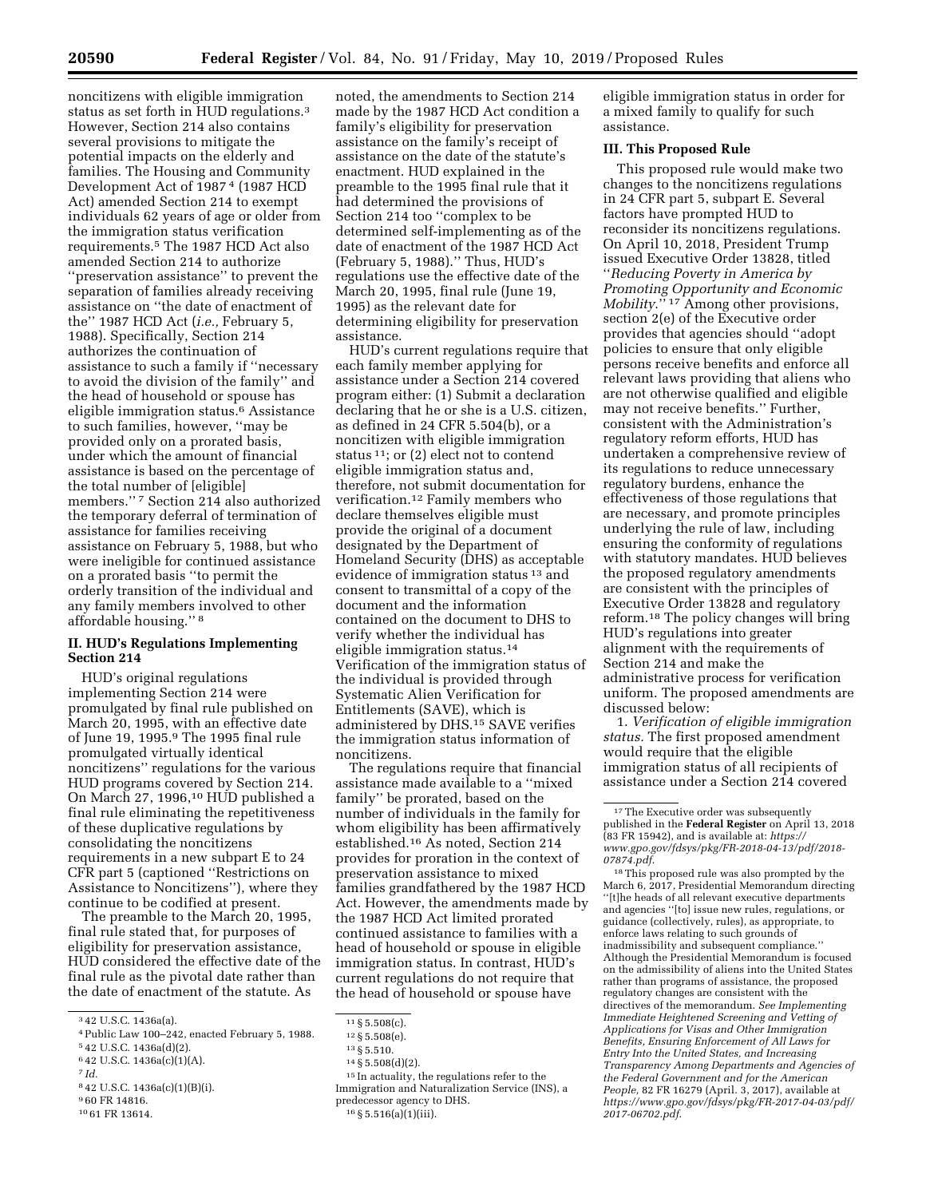noncitizens with eligible immigration status as set forth in HUD regulations.[3] However, Section 214 also contains several provisions to mitigate the potential impacts on the elderly and families. The Housing and Community Development Act of 1987[4] (1987 HCD Act) amended Section 214 to exempt individuals 62 years of age or older from the immigration status verification requirements.[5] The 1987 HCD Act also amended Section 214 to authorize ''preservation assistance'' to prevent the separation of families already receiving assistance on ''the date of enactment of the'' 1987 HCD Act (*i.e.,* February 5, 1988). Specifically, Section 214 authorizes the continuation of assistance to such a family if ''necessary to avoid the division of the family'' and the head of household or spouse has eligible immigration status.[6] Assistance to such families, however, ''may be provided only on a prorated basis, under which the amount of financial assistance is based on the percentage of the total number of [eligible] members.''[7] Section 214 also authorized the temporary deferral of termination of assistance for families receiving assistance on February 5, 1988, but who were ineligible for continued assistance on a prorated basis ''to permit the orderly transition of the individual and any family members involved to other affordable housing.''[8]

## II. HUD's Regulations Implementing Section 214

HUD's original regulations implementing Section 214 were promulgated by final rule published on March 20, 1995, with an effective date of June 19, 1995.[9] The 1995 final rule promulgated virtually identical noncitizens'' regulations for the various HUD programs covered by Section 214. On March 27, 1996,[10] HUD published a final rule eliminating the repetitiveness of these duplicative regulations by consolidating the noncitizens requirements in a new subpart E to 24 CFR part 5 (captioned ''Restrictions on Assistance to Noncitizens''), where they continue to be codified at present.

The preamble to the March 20, 1995, final rule stated that, for purposes of eligibility for preservation assistance, HUD considered the effective date of the final rule as the pivotal date rather than the date of enactment of the statute. As noted, the amendments to Section 214 made by the 1987 HCD Act condition a family's eligibility for preservation assistance on the family's receipt of assistance on the date of the statute's enactment. HUD explained in the preamble to the 1995 final rule that it had determined the provisions of Section 214 too ''complex to be determined self-implementing as of the date of enactment of the 1987 HCD Act (February 5, 1988).'' Thus, HUD's regulations use the effective date of the March 20, 1995, final rule (June 19, 1995) as the relevant date for determining eligibility for preservation assistance.

HUD's current regulations require that each family member applying for assistance under a Section 214 covered program either: (1) Submit a declaration declaring that he or she is a U.S. citizen, as defined in 24 CFR 5.504(b), or a noncitizen with eligible immigration status[11]; or (2) elect not to contend eligible immigration status and, therefore, not submit documentation for verification.[12] Family members who declare themselves eligible must provide the original of a document designated by the Department of Homeland Security (DHS) as acceptable evidence of immigration status[13] and consent to transmittal of a copy of the document and the information contained on the document to DHS to verify whether the individual has eligible immigration status.[14] Verification of the immigration status of the individual is provided through Systematic Alien Verification for Entitlements (SAVE), which is administered by DHS.[15] SAVE verifies the immigration status information of noncitizens.

The regulations require that financial assistance made available to a ''mixed family'' be prorated, based on the number of individuals in the family for whom eligibility has been affirmatively established.[16] As noted, Section 214 provides for proration in the context of preservation assistance to mixed families grandfathered by the 1987 HCD Act. However, the amendments made by the 1987 HCD Act limited prorated continued assistance to families with a head of household or spouse in eligible immigration status. In contrast, HUD's current regulations do not require that the head of household or spouse have eligible immigration status in order for a mixed family to qualify for such assistance.

## III. This Proposed Rule

This proposed rule would make two changes to the noncitizens regulations in 24 CFR part 5, subpart E. Several factors have prompted HUD to reconsider its noncitizens regulations. On April 10, 2018, President Trump issued Executive Order 13828, titled ''*Reducing Poverty in America by Promoting Opportunity and Economic Mobility*.''[17] Among other provisions, section 2(e) of the Executive order provides that agencies should ''adopt policies to ensure that only eligible persons receive benefits and enforce all relevant laws providing that aliens who are not otherwise qualified and eligible may not receive benefits.'' Further, consistent with the Administration's regulatory reform efforts, HUD has undertaken a comprehensive review of its regulations to reduce unnecessary regulatory burdens, enhance the effectiveness of those regulations that are necessary, and promote principles underlying the rule of law, including ensuring the conformity of regulations with statutory mandates. HUD believes the proposed regulatory amendments are consistent with the principles of Executive Order 13828 and regulatory reform.[18] The policy changes will bring HUD's regulations into greater alignment with the requirements of Section 214 and make the administrative process for verification uniform. The proposed amendments are discussed below:

1. *Verification of eligible immigration status.* The first proposed amendment would require that the eligible immigration status of all recipients of assistance under a Section 214 covered

---

[3] 42 U.S.C. 1436a(a).

[4] Public Law 100–242, enacted February 5, 1988.

[5] 42 U.S.C. 1436a(d)(2).

[6] 42 U.S.C. 1436a(c)(1)(A).

[7] *Id.*

[8] 42 U.S.C. 1436a(c)(1)(B)(i).

[9] 60 FR 14816.

[10] 61 FR 13614.

[11] § 5.508(c).

[12] § 5.508(e).

[13] § 5.510.

[14] § 5.508(d)(2).

[15] In actuality, the regulations refer to the Immigration and Naturalization Service (INS), a predecessor agency to DHS.

[16] § 5.516(a)(1)(iii).

[17] The Executive order was subsequently published in the **Federal Register** on April 13, 2018 (83 FR 15942), and is available at: *https://www.gpo.gov/fdsys/pkg/FR-2018-04-13/pdf/2018-07874.pdf.*

[18] This proposed rule was also prompted by the March 6, 2017, Presidential Memorandum directing ''[t]he heads of all relevant executive departments and agencies ''[to] issue new rules, regulations, or guidance (collectively, rules), as appropriate, to enforce laws relating to such grounds of inadmissibility and subsequent compliance.'' Although the Presidential Memorandum is focused on the admissibility of aliens into the United States rather than programs of assistance, the proposed regulatory changes are consistent with the directives of the memorandum. *See Implementing Immediate Heightened Screening and Vetting of Applications for Visas and Other Immigration Benefits, Ensuring Enforcement of All Laws for Entry Into the United States, and Increasing Transparency Among Departments and Agencies of the Federal Government and for the American People,* 82 FR 16279 (April. 3, 2017), available at *https://www.gpo.gov/fdsys/pkg/FR-2017-04-03/pdf/2017-06702.pdf.*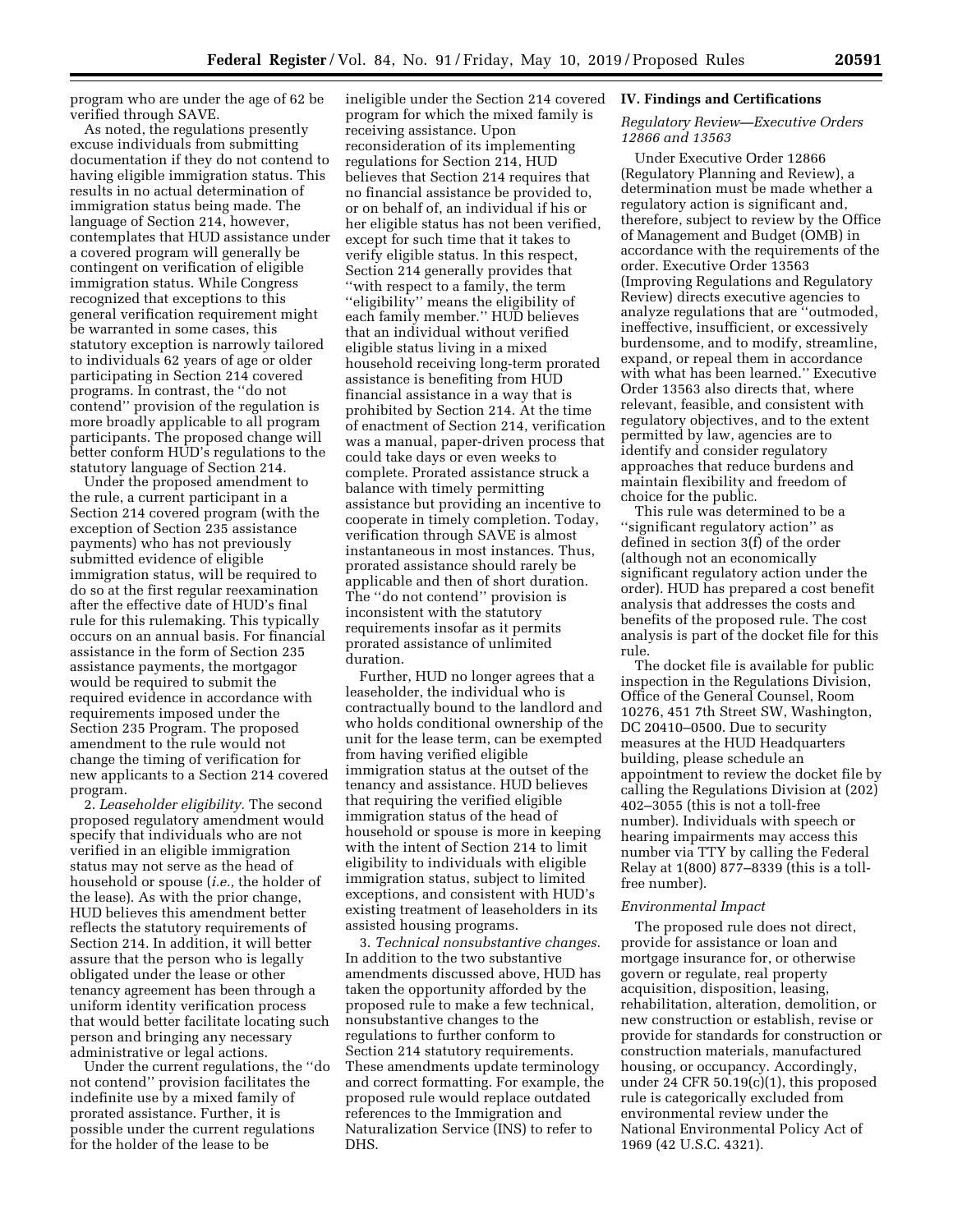program who are under the age of 62 be verified through SAVE.

As noted, the regulations presently excuse individuals from submitting documentation if they do not contend to having eligible immigration status. This results in no actual determination of immigration status being made. The language of Section 214, however, contemplates that HUD assistance under a covered program will generally be contingent on verification of eligible immigration status. While Congress recognized that exceptions to this general verification requirement might be warranted in some cases, this statutory exception is narrowly tailored to individuals 62 years of age or older participating in Section 214 covered programs. In contrast, the ''do not contend'' provision of the regulation is more broadly applicable to all program participants. The proposed change will better conform HUD's regulations to the statutory language of Section 214.

Under the proposed amendment to the rule, a current participant in a Section 214 covered program (with the exception of Section 235 assistance payments) who has not previously submitted evidence of eligible immigration status, will be required to do so at the first regular reexamination after the effective date of HUD's final rule for this rulemaking. This typically occurs on an annual basis. For financial assistance in the form of Section 235 assistance payments, the mortgagor would be required to submit the required evidence in accordance with requirements imposed under the Section 235 Program. The proposed amendment to the rule would not change the timing of verification for new applicants to a Section 214 covered program.

2. *Leaseholder eligibility.* The second proposed regulatory amendment would specify that individuals who are not verified in an eligible immigration status may not serve as the head of household or spouse (*i.e.,* the holder of the lease). As with the prior change, HUD believes this amendment better reflects the statutory requirements of Section 214. In addition, it will better assure that the person who is legally obligated under the lease or other tenancy agreement has been through a uniform identity verification process that would better facilitate locating such person and bringing any necessary administrative or legal actions.

Under the current regulations, the ''do not contend'' provision facilitates the indefinite use by a mixed family of prorated assistance. Further, it is possible under the current regulations for the holder of the lease to be ineligible under the Section 214 covered program for which the mixed family is receiving assistance. Upon reconsideration of its implementing regulations for Section 214, HUD believes that Section 214 requires that no financial assistance be provided to, or on behalf of, an individual if his or her eligible status has not been verified, except for such time that it takes to verify eligible status. In this respect, Section 214 generally provides that ''with respect to a family, the term ''eligibility'' means the eligibility of each family member.'' HUD believes that an individual without verified eligible status living in a mixed household receiving long-term prorated assistance is benefiting from HUD financial assistance in a way that is prohibited by Section 214. At the time of enactment of Section 214, verification was a manual, paper-driven process that could take days or even weeks to complete. Prorated assistance struck a balance with timely permitting assistance but providing an incentive to cooperate in timely completion. Today, verification through SAVE is almost instantaneous in most instances. Thus, prorated assistance should rarely be applicable and then of short duration. The ''do not contend'' provision is inconsistent with the statutory requirements insofar as it permits prorated assistance of unlimited duration.

Further, HUD no longer agrees that a leaseholder, the individual who is contractually bound to the landlord and who holds conditional ownership of the unit for the lease term, can be exempted from having verified eligible immigration status at the outset of the tenancy and assistance. HUD believes that requiring the verified eligible immigration status of the head of household or spouse is more in keeping with the intent of Section 214 to limit eligibility to individuals with eligible immigration status, subject to limited exceptions, and consistent with HUD's existing treatment of leaseholders in its assisted housing programs.

3. *Technical nonsubstantive changes.* In addition to the two substantive amendments discussed above, HUD has taken the opportunity afforded by the proposed rule to make a few technical, nonsubstantive changes to the regulations to further conform to Section 214 statutory requirements. These amendments update terminology and correct formatting. For example, the proposed rule would replace outdated references to the Immigration and Naturalization Service (INS) to refer to DHS.

## IV. Findings and Certifications

### *Regulatory Review—Executive Orders 12866 and 13563*

Under Executive Order 12866 (Regulatory Planning and Review), a determination must be made whether a regulatory action is significant and, therefore, subject to review by the Office of Management and Budget (OMB) in accordance with the requirements of the order. Executive Order 13563 (Improving Regulations and Regulatory Review) directs executive agencies to analyze regulations that are ''outmoded, ineffective, insufficient, or excessively burdensome, and to modify, streamline, expand, or repeal them in accordance with what has been learned.'' Executive Order 13563 also directs that, where relevant, feasible, and consistent with regulatory objectives, and to the extent permitted by law, agencies are to identify and consider regulatory approaches that reduce burdens and maintain flexibility and freedom of choice for the public.

This rule was determined to be a ''significant regulatory action'' as defined in section 3(f) of the order (although not an economically significant regulatory action under the order). HUD has prepared a cost benefit analysis that addresses the costs and benefits of the proposed rule. The cost analysis is part of the docket file for this rule.

The docket file is available for public inspection in the Regulations Division, Office of the General Counsel, Room 10276, 451 7th Street SW, Washington, DC 20410–0500. Due to security measures at the HUD Headquarters building, please schedule an appointment to review the docket file by calling the Regulations Division at (202) 402–3055 (this is not a toll-free number). Individuals with speech or hearing impairments may access this number via TTY by calling the Federal Relay at 1(800) 877–8339 (this is a toll-free number).

### *Environmental Impact*

The proposed rule does not direct, provide for assistance or loan and mortgage insurance for, or otherwise govern or regulate, real property acquisition, disposition, leasing, rehabilitation, alteration, demolition, or new construction or establish, revise or provide for standards for construction or construction materials, manufactured housing, or occupancy. Accordingly, under 24 CFR 50.19(c)(1), this proposed rule is categorically excluded from environmental review under the National Environmental Policy Act of 1969 (42 U.S.C. 4321).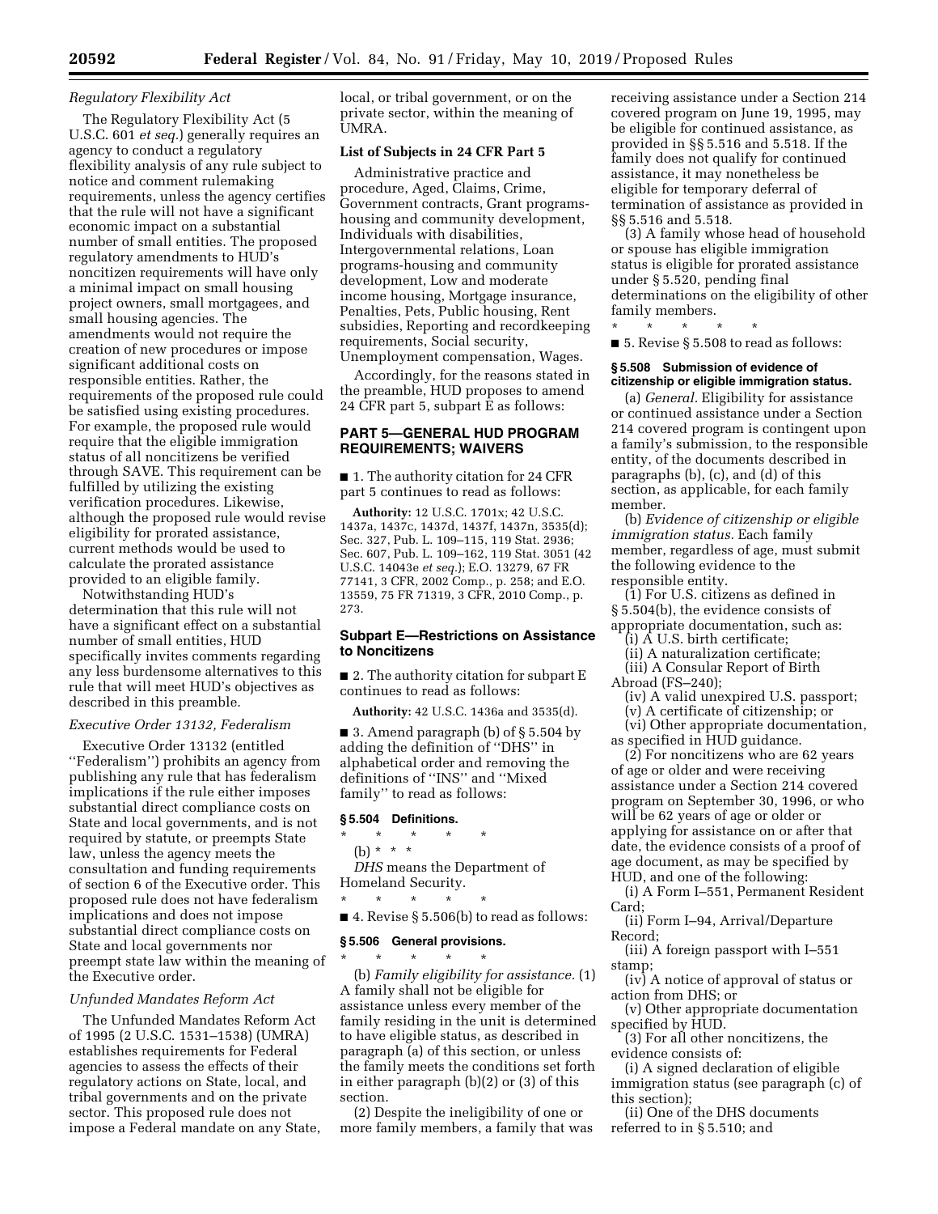*Regulatory Flexibility Act*

The Regulatory Flexibility Act (5 U.S.C. 601 *et seq.*) generally requires an agency to conduct a regulatory flexibility analysis of any rule subject to notice and comment rulemaking requirements, unless the agency certifies that the rule will not have a significant economic impact on a substantial number of small entities. The proposed regulatory amendments to HUD's noncitizen requirements will have only a minimal impact on small housing project owners, small mortgagees, and small housing agencies. The amendments would not require the creation of new procedures or impose significant additional costs on responsible entities. Rather, the requirements of the proposed rule could be satisfied using existing procedures. For example, the proposed rule would require that the eligible immigration status of all noncitizens be verified through SAVE. This requirement can be fulfilled by utilizing the existing verification procedures. Likewise, although the proposed rule would revise eligibility for prorated assistance, current methods would be used to calculate the prorated assistance provided to an eligible family.

Notwithstanding HUD's determination that this rule will not have a significant effect on a substantial number of small entities, HUD specifically invites comments regarding any less burdensome alternatives to this rule that will meet HUD's objectives as described in this preamble.

*Executive Order 13132, Federalism*

Executive Order 13132 (entitled ''Federalism'') prohibits an agency from publishing any rule that has federalism implications if the rule either imposes substantial direct compliance costs on State and local governments, and is not required by statute, or preempts State law, unless the agency meets the consultation and funding requirements of section 6 of the Executive order. This proposed rule does not have federalism implications and does not impose substantial direct compliance costs on State and local governments nor preempt state law within the meaning of the Executive order.

*Unfunded Mandates Reform Act*

The Unfunded Mandates Reform Act of 1995 (2 U.S.C. 1531–1538) (UMRA) establishes requirements for Federal agencies to assess the effects of their regulatory actions on State, local, and tribal governments and on the private sector. This proposed rule does not impose a Federal mandate on any State, local, or tribal government, or on the private sector, within the meaning of UMRA.

**List of Subjects in 24 CFR Part 5**

Administrative practice and procedure, Aged, Claims, Crime, Government contracts, Grant programs-housing and community development, Individuals with disabilities, Intergovernmental relations, Loan programs-housing and community development, Low and moderate income housing, Mortgage insurance, Penalties, Pets, Public housing, Rent subsidies, Reporting and recordkeeping requirements, Social security, Unemployment compensation, Wages.

Accordingly, for the reasons stated in the preamble, HUD proposes to amend 24 CFR part 5, subpart E as follows:

## PART 5—GENERAL HUD PROGRAM REQUIREMENTS; WAIVERS

■ 1. The authority citation for 24 CFR part 5 continues to read as follows:

**Authority:** 12 U.S.C. 1701x; 42 U.S.C. 1437a, 1437c, 1437d, 1437f, 1437n, 3535(d); Sec. 327, Pub. L. 109–115, 119 Stat. 2936; Sec. 607, Pub. L. 109–162, 119 Stat. 3051 (42 U.S.C. 14043e *et seq.*); E.O. 13279, 67 FR 77141, 3 CFR, 2002 Comp., p. 258; and E.O. 13559, 75 FR 71319, 3 CFR, 2010 Comp., p. 273.

### Subpart E—Restrictions on Assistance to Noncitizens

■ 2. The authority citation for subpart E continues to read as follows:

**Authority:** 42 U.S.C. 1436a and 3535(d).

■ 3. Amend paragraph (b) of § 5.504 by adding the definition of ''DHS'' in alphabetical order and removing the definitions of ''INS'' and ''Mixed family'' to read as follows:

**§ 5.504 Definitions.**

\* \* \* \* \*

(b) \* \* \*

*DHS* means the Department of Homeland Security.

\* \* \* \* \*

■ 4. Revise § 5.506(b) to read as follows:

**§ 5.506 General provisions.**

\* \* \* \* \*

(b) *Family eligibility for assistance.* (1) A family shall not be eligible for assistance unless every member of the family residing in the unit is determined to have eligible status, as described in paragraph (a) of this section, or unless the family meets the conditions set forth in either paragraph (b)(2) or (3) of this section.

(2) Despite the ineligibility of one or more family members, a family that was receiving assistance under a Section 214 covered program on June 19, 1995, may be eligible for continued assistance, as provided in §§ 5.516 and 5.518. If the family does not qualify for continued assistance, it may nonetheless be eligible for temporary deferral of termination of assistance as provided in §§ 5.516 and 5.518.

(3) A family whose head of household or spouse has eligible immigration status is eligible for prorated assistance under § 5.520, pending final determinations on the eligibility of other family members.

\* \* \* \* \*

■ 5. Revise § 5.508 to read as follows:

**§ 5.508 Submission of evidence of citizenship or eligible immigration status.**

(a) *General.* Eligibility for assistance or continued assistance under a Section 214 covered program is contingent upon a family's submission, to the responsible entity, of the documents described in paragraphs (b), (c), and (d) of this section, as applicable, for each family member.

(b) *Evidence of citizenship or eligible immigration status.* Each family member, regardless of age, must submit the following evidence to the responsible entity.

(1) For U.S. citizens as defined in § 5.504(b), the evidence consists of appropriate documentation, such as:

(i) A U.S. birth certificate;

(ii) A naturalization certificate;

(iii) A Consular Report of Birth Abroad (FS–240);

(iv) A valid unexpired U.S. passport;

(v) A certificate of citizenship; or

(vi) Other appropriate documentation, as specified in HUD guidance.

(2) For noncitizens who are 62 years of age or older and were receiving assistance under a Section 214 covered program on September 30, 1996, or who will be 62 years of age or older or applying for assistance on or after that date, the evidence consists of a proof of age document, as may be specified by HUD, and one of the following:

(i) A Form I–551, Permanent Resident Card;

(ii) Form I–94, Arrival/Departure Record;

(iii) A foreign passport with I–551 stamp;

(iv) A notice of approval of status or action from DHS; or

(v) Other appropriate documentation specified by HUD.

(3) For all other noncitizens, the evidence consists of:

(i) A signed declaration of eligible immigration status (see paragraph (c) of this section);

(ii) One of the DHS documents referred to in § 5.510; and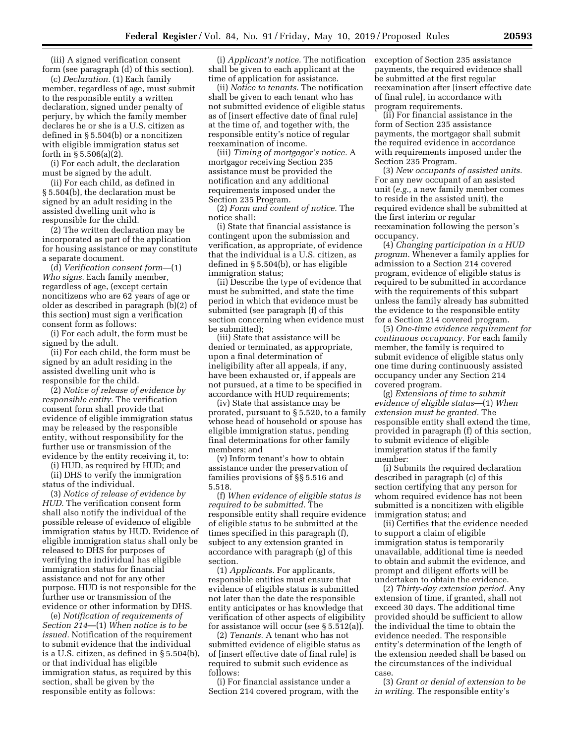(iii) A signed verification consent form (see paragraph (d) of this section).

(c) *Declaration.* (1) Each family member, regardless of age, must submit to the responsible entity a written declaration, signed under penalty of perjury, by which the family member declares he or she is a U.S. citizen as defined in § 5.504(b) or a noncitizen with eligible immigration status set forth in § 5.506(a)(2).

(i) For each adult, the declaration must be signed by the adult.

(ii) For each child, as defined in § 5.504(b), the declaration must be signed by an adult residing in the assisted dwelling unit who is responsible for the child.

(2) The written declaration may be incorporated as part of the application for housing assistance or may constitute a separate document.

(d) *Verification consent form*—(1) *Who signs.* Each family member, regardless of age, (except certain noncitizens who are 62 years of age or older as described in paragraph (b)(2) of this section) must sign a verification consent form as follows:

(i) For each adult, the form must be signed by the adult.

(ii) For each child, the form must be signed by an adult residing in the assisted dwelling unit who is responsible for the child.

(2) *Notice of release of evidence by responsible entity.* The verification consent form shall provide that evidence of eligible immigration status may be released by the responsible entity, without responsibility for the further use or transmission of the evidence by the entity receiving it, to:

(i) HUD, as required by HUD; and

(ii) DHS to verify the immigration status of the individual.

(3) *Notice of release of evidence by HUD.* The verification consent form shall also notify the individual of the possible release of evidence of eligible immigration status by HUD. Evidence of eligible immigration status shall only be released to DHS for purposes of verifying the individual has eligible immigration status for financial assistance and not for any other purpose. HUD is not responsible for the further use or transmission of the evidence or other information by DHS.

(e) *Notification of requirements of Section 214*—(1) *When notice is to be issued.* Notification of the requirement to submit evidence that the individual is a U.S. citizen, as defined in § 5.504(b), or that individual has eligible immigration status, as required by this section, shall be given by the responsible entity as follows:

(i) *Applicant's notice.* The notification shall be given to each applicant at the time of application for assistance.

(ii) *Notice to tenants.* The notification shall be given to each tenant who has not submitted evidence of eligible status as of [insert effective date of final rule] at the time of, and together with, the responsible entity's notice of regular reexamination of income.

(iii) *Timing of mortgagor's notice.* A mortgagor receiving Section 235 assistance must be provided the notification and any additional requirements imposed under the Section 235 Program.

(2) *Form and content of notice.* The notice shall:

(i) State that financial assistance is contingent upon the submission and verification, as appropriate, of evidence that the individual is a U.S. citizen, as defined in § 5.504(b), or has eligible immigration status;

(ii) Describe the type of evidence that must be submitted, and state the time period in which that evidence must be submitted (see paragraph (f) of this section concerning when evidence must be submitted);

(iii) State that assistance will be denied or terminated, as appropriate, upon a final determination of ineligibility after all appeals, if any, have been exhausted or, if appeals are not pursued, at a time to be specified in accordance with HUD requirements;

(iv) State that assistance may be prorated, pursuant to § 5.520, to a family whose head of household or spouse has eligible immigration status, pending final determinations for other family members; and

(v) Inform tenant's how to obtain assistance under the preservation of families provisions of §§ 5.516 and 5.518.

(f) *When evidence of eligible status is required to be submitted.* The responsible entity shall require evidence of eligible status to be submitted at the times specified in this paragraph (f), subject to any extension granted in accordance with paragraph (g) of this section.

(1) *Applicants.* For applicants, responsible entities must ensure that evidence of eligible status is submitted not later than the date the responsible entity anticipates or has knowledge that verification of other aspects of eligibility for assistance will occur (see § 5.512(a)).

(2) *Tenants.* A tenant who has not submitted evidence of eligible status as of [insert effective date of final rule] is required to submit such evidence as follows:

(i) For financial assistance under a Section 214 covered program, with the exception of Section 235 assistance payments, the required evidence shall be submitted at the first regular reexamination after [insert effective date of final rule], in accordance with program requirements.

(ii) For financial assistance in the form of Section 235 assistance payments, the mortgagor shall submit the required evidence in accordance with requirements imposed under the Section 235 Program.

(3) *New occupants of assisted units.* For any new occupant of an assisted unit (*e.g.,* a new family member comes to reside in the assisted unit), the required evidence shall be submitted at the first interim or regular reexamination following the person's occupancy.

(4) *Changing participation in a HUD program.* Whenever a family applies for admission to a Section 214 covered program, evidence of eligible status is required to be submitted in accordance with the requirements of this subpart unless the family already has submitted the evidence to the responsible entity for a Section 214 covered program.

(5) *One-time evidence requirement for continuous occupancy.* For each family member, the family is required to submit evidence of eligible status only one time during continuously assisted occupancy under any Section 214 covered program.

(g) *Extensions of time to submit evidence of eligible status*—(1) *When extension must be granted.* The responsible entity shall extend the time, provided in paragraph (f) of this section, to submit evidence of eligible immigration status if the family member:

(i) Submits the required declaration described in paragraph (c) of this section certifying that any person for whom required evidence has not been submitted is a noncitizen with eligible immigration status; and

(ii) Certifies that the evidence needed to support a claim of eligible immigration status is temporarily unavailable, additional time is needed to obtain and submit the evidence, and prompt and diligent efforts will be undertaken to obtain the evidence.

(2) *Thirty-day extension period.* Any extension of time, if granted, shall not exceed 30 days. The additional time provided should be sufficient to allow the individual the time to obtain the evidence needed. The responsible entity's determination of the length of the extension needed shall be based on the circumstances of the individual case.

(3) *Grant or denial of extension to be in writing.* The responsible entity's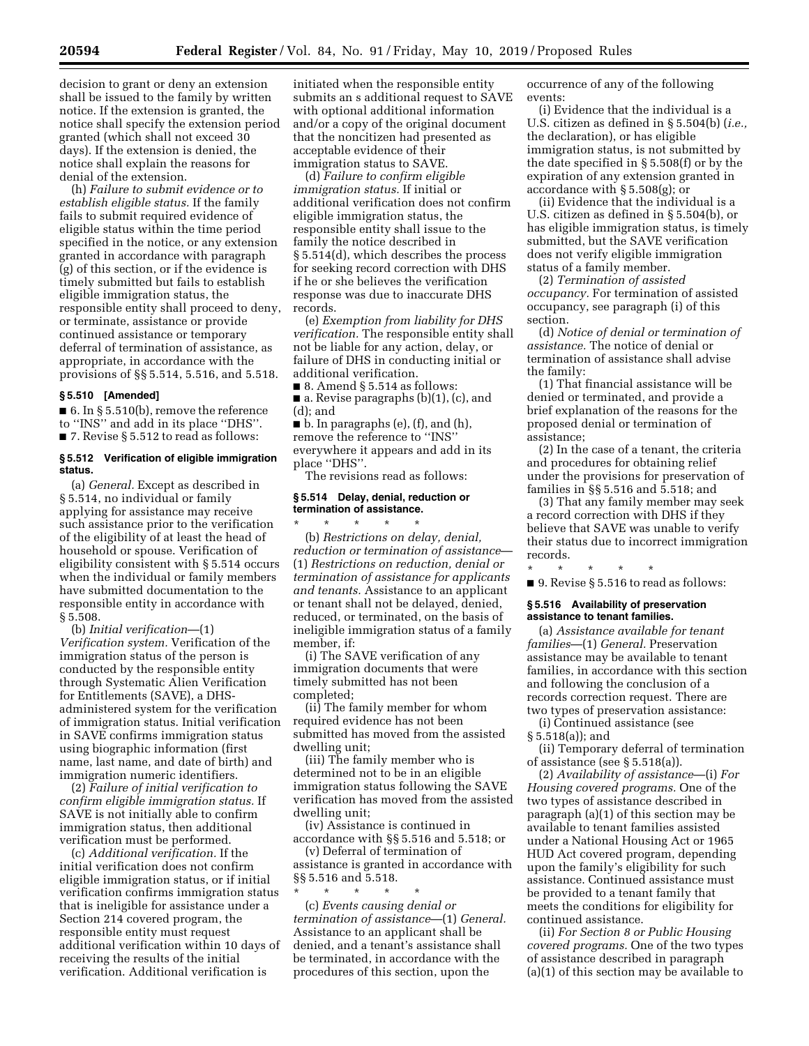decision to grant or deny an extension shall be issued to the family by written notice. If the extension is granted, the notice shall specify the extension period granted (which shall not exceed 30 days). If the extension is denied, the notice shall explain the reasons for denial of the extension.

(h) *Failure to submit evidence or to establish eligible status.* If the family fails to submit required evidence of eligible status within the time period specified in the notice, or any extension granted in accordance with paragraph (g) of this section, or if the evidence is timely submitted but fails to establish eligible immigration status, the responsible entity shall proceed to deny, or terminate, assistance or provide continued assistance or temporary deferral of termination of assistance, as appropriate, in accordance with the provisions of §§ 5.514, 5.516, and 5.518.

**§ 5.510 [Amended]**

■ 6. In § 5.510(b), remove the reference to "INS" and add in its place "DHS".

■ 7. Revise § 5.512 to read as follows:

**§ 5.512 Verification of eligible immigration status.**

(a) *General.* Except as described in § 5.514, no individual or family applying for assistance may receive such assistance prior to the verification of the eligibility of at least the head of household or spouse. Verification of eligibility consistent with § 5.514 occurs when the individual or family members have submitted documentation to the responsible entity in accordance with § 5.508.

(b) *Initial verification*—(1) *Verification system.* Verification of the immigration status of the person is conducted by the responsible entity through Systematic Alien Verification for Entitlements (SAVE), a DHS-administered system for the verification of immigration status. Initial verification in SAVE confirms immigration status using biographic information (first name, last name, and date of birth) and immigration numeric identifiers.

(2) *Failure of initial verification to confirm eligible immigration status.* If SAVE is not initially able to confirm immigration status, then additional verification must be performed.

(c) *Additional verification.* If the initial verification does not confirm eligible immigration status, or if initial verification confirms immigration status that is ineligible for assistance under a Section 214 covered program, the responsible entity must request additional verification within 10 days of receiving the results of the initial verification. Additional verification is initiated when the responsible entity submits an s additional request to SAVE with optional additional information and/or a copy of the original document that the noncitizen had presented as acceptable evidence of their immigration status to SAVE.

(d) *Failure to confirm eligible immigration status.* If initial or additional verification does not confirm eligible immigration status, the responsible entity shall issue to the family the notice described in § 5.514(d), which describes the process for seeking record correction with DHS if he or she believes the verification response was due to inaccurate DHS records.

(e) *Exemption from liability for DHS verification.* The responsible entity shall not be liable for any action, delay, or failure of DHS in conducting initial or additional verification.

■ 8. Amend § 5.514 as follows:

■ a. Revise paragraphs (b)(1), (c), and (d); and

■ b. In paragraphs (e), (f), and (h), remove the reference to "INS" everywhere it appears and add in its place "DHS".

The revisions read as follows:

**§ 5.514 Delay, denial, reduction or termination of assistance.**

\* \* \* \* \*

(b) *Restrictions on delay, denial, reduction or termination of assistance*—(1) *Restrictions on reduction, denial or termination of assistance for applicants and tenants.* Assistance to an applicant or tenant shall not be delayed, denied, reduced, or terminated, on the basis of ineligible immigration status of a family member, if:

(i) The SAVE verification of any immigration documents that were timely submitted has not been completed;

(ii) The family member for whom required evidence has not been submitted has moved from the assisted dwelling unit;

(iii) The family member who is determined not to be in an eligible immigration status following the SAVE verification has moved from the assisted dwelling unit;

(iv) Assistance is continued in accordance with §§ 5.516 and 5.518; or

(v) Deferral of termination of assistance is granted in accordance with §§ 5.516 and 5.518.

\* \* \* \* \*

(c) *Events causing denial or termination of assistance*—(1) *General.* Assistance to an applicant shall be denied, and a tenant's assistance shall be terminated, in accordance with the procedures of this section, upon the occurrence of any of the following events:

(i) Evidence that the individual is a U.S. citizen as defined in § 5.504(b) (*i.e.,* the declaration), or has eligible immigration status, is not submitted by the date specified in § 5.508(f) or by the expiration of any extension granted in accordance with § 5.508(g); or

(ii) Evidence that the individual is a U.S. citizen as defined in § 5.504(b), or has eligible immigration status, is timely submitted, but the SAVE verification does not verify eligible immigration status of a family member.

(2) *Termination of assisted occupancy.* For termination of assisted occupancy, see paragraph (i) of this section.

(d) *Notice of denial or termination of assistance.* The notice of denial or termination of assistance shall advise the family:

(1) That financial assistance will be denied or terminated, and provide a brief explanation of the reasons for the proposed denial or termination of assistance;

(2) In the case of a tenant, the criteria and procedures for obtaining relief under the provisions for preservation of families in §§ 5.516 and 5.518; and

(3) That any family member may seek a record correction with DHS if they believe that SAVE was unable to verify their status due to incorrect immigration records.

\* \* \* \* \*

■ 9. Revise § 5.516 to read as follows:

**§ 5.516 Availability of preservation assistance to tenant families.**

(a) *Assistance available for tenant families*—(1) *General.* Preservation assistance may be available to tenant families, in accordance with this section and following the conclusion of a records correction request. There are two types of preservation assistance:

(i) Continued assistance (see § 5.518(a)); and

(ii) Temporary deferral of termination of assistance (see § 5.518(a)).

(2) *Availability of assistance*—(i) *For Housing covered programs.* One of the two types of assistance described in paragraph (a)(1) of this section may be available to tenant families assisted under a National Housing Act or 1965 HUD Act covered program, depending upon the family's eligibility for such assistance. Continued assistance must be provided to a tenant family that meets the conditions for eligibility for continued assistance.

(ii) *For Section 8 or Public Housing covered programs.* One of the two types of assistance described in paragraph (a)(1) of this section may be available to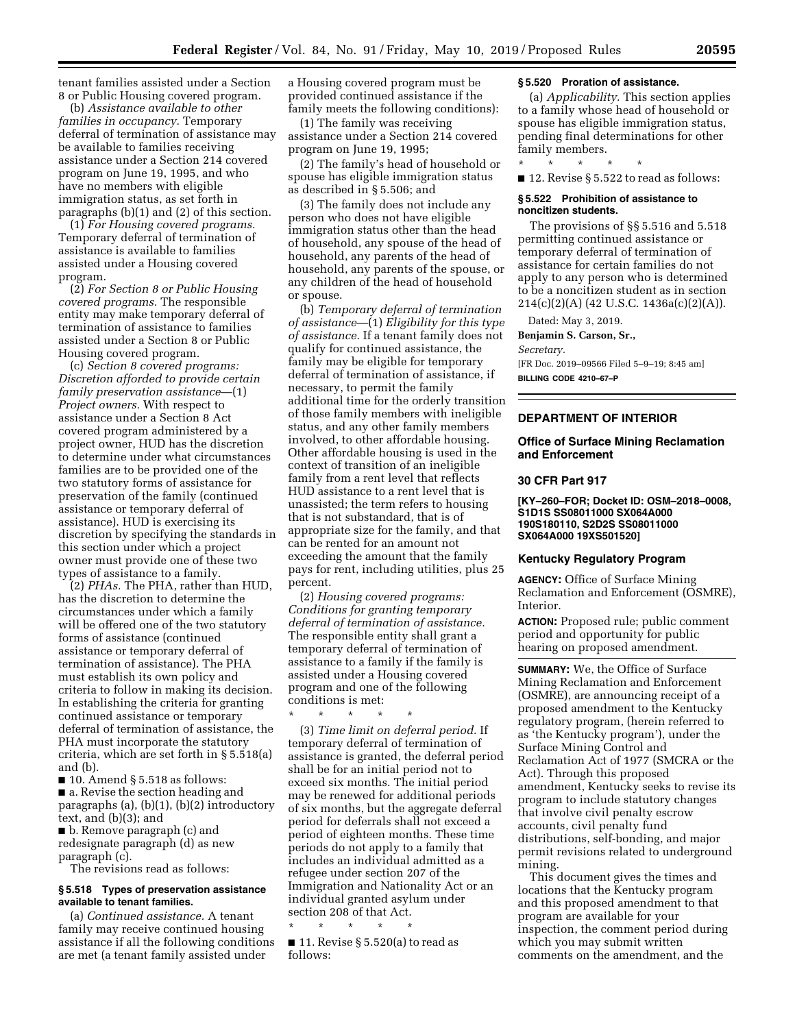tenant families assisted under a Section 8 or Public Housing covered program.

(b) *Assistance available to other families in occupancy.* Temporary deferral of termination of assistance may be available to families receiving assistance under a Section 214 covered program on June 19, 1995, and who have no members with eligible immigration status, as set forth in paragraphs (b)(1) and (2) of this section.

(1) *For Housing covered programs.* Temporary deferral of termination of assistance is available to families assisted under a Housing covered program.

(2) *For Section 8 or Public Housing covered programs.* The responsible entity may make temporary deferral of termination of assistance to families assisted under a Section 8 or Public Housing covered program.

(c) *Section 8 covered programs: Discretion afforded to provide certain family preservation assistance*—(1) *Project owners.* With respect to assistance under a Section 8 Act covered program administered by a project owner, HUD has the discretion to determine under what circumstances families are to be provided one of the two statutory forms of assistance for preservation of the family (continued assistance or temporary deferral of assistance). HUD is exercising its discretion by specifying the standards in this section under which a project owner must provide one of these two types of assistance to a family.

(2) *PHAs.* The PHA, rather than HUD, has the discretion to determine the circumstances under which a family will be offered one of the two statutory forms of assistance (continued assistance or temporary deferral of termination of assistance). The PHA must establish its own policy and criteria to follow in making its decision. In establishing the criteria for granting continued assistance or temporary deferral of termination of assistance, the PHA must incorporate the statutory criteria, which are set forth in § 5.518(a) and (b).

■ 10. Amend § 5.518 as follows:

■ a. Revise the section heading and paragraphs (a), (b)(1), (b)(2) introductory text, and (b)(3); and

■ b. Remove paragraph (c) and redesignate paragraph (d) as new paragraph (c).

The revisions read as follows:

### § 5.518 Types of preservation assistance available to tenant families.

(a) *Continued assistance.* A tenant family may receive continued housing assistance if all the following conditions are met (a tenant family assisted under a Housing covered program must be provided continued assistance if the family meets the following conditions):

(1) The family was receiving assistance under a Section 214 covered program on June 19, 1995;

(2) The family's head of household or spouse has eligible immigration status as described in § 5.506; and

(3) The family does not include any person who does not have eligible immigration status other than the head of household, any spouse of the head of household, any parents of the head of household, any parents of the spouse, or any children of the head of household or spouse.

(b) *Temporary deferral of termination of assistance*—(1) *Eligibility for this type of assistance.* If a tenant family does not qualify for continued assistance, the family may be eligible for temporary deferral of termination of assistance, if necessary, to permit the family additional time for the orderly transition of those family members with ineligible status, and any other family members involved, to other affordable housing. Other affordable housing is used in the context of transition of an ineligible family from a rent level that reflects HUD assistance to a rent level that is unassisted; the term refers to housing that is not substandard, that is of appropriate size for the family, and that can be rented for an amount not exceeding the amount that the family pays for rent, including utilities, plus 25 percent.

(2) *Housing covered programs: Conditions for granting temporary deferral of termination of assistance.* The responsible entity shall grant a temporary deferral of termination of assistance to a family if the family is assisted under a Housing covered program and one of the following conditions is met:

\* \* \* \* \*

(3) *Time limit on deferral period.* If temporary deferral of termination of assistance is granted, the deferral period shall be for an initial period not to exceed six months. The initial period may be renewed for additional periods of six months, but the aggregate deferral period for deferrals shall not exceed a period of eighteen months. These time periods do not apply to a family that includes an individual admitted as a refugee under section 207 of the Immigration and Nationality Act or an individual granted asylum under section 208 of that Act.

\* \* \* \* \*

■ 11. Revise § 5.520(a) to read as follows:

### § 5.520 Proration of assistance.

(a) *Applicability.* This section applies to a family whose head of household or spouse has eligible immigration status, pending final determinations for other family members.

\* \* \* \* \*

■ 12. Revise § 5.522 to read as follows:

### § 5.522 Prohibition of assistance to noncitizen students.

The provisions of §§ 5.516 and 5.518 permitting continued assistance or temporary deferral of termination of assistance for certain families do not apply to any person who is determined to be a noncitizen student as in section 214(c)(2)(A) (42 U.S.C. 1436a(c)(2)(A)).

Dated: May 3, 2019.

**Benjamin S. Carson, Sr.,**

*Secretary.*

[FR Doc. 2019–09566 Filed 5–9–19; 8:45 am]

**BILLING CODE 4210–67–P**

---

## DEPARTMENT OF INTERIOR

## Office of Surface Mining Reclamation and Enforcement

## 30 CFR Part 917

**[KY–260–FOR; Docket ID: OSM–2018–0008, S1D1S SS08011000 SX064A000 190S180110, S2D2S SS08011000 SX064A000 19XS501520]**

## Kentucky Regulatory Program

**AGENCY:** Office of Surface Mining Reclamation and Enforcement (OSMRE), Interior.

**ACTION:** Proposed rule; public comment period and opportunity for public hearing on proposed amendment.

**SUMMARY:** We, the Office of Surface Mining Reclamation and Enforcement (OSMRE), are announcing receipt of a proposed amendment to the Kentucky regulatory program, (herein referred to as 'the Kentucky program'), under the Surface Mining Control and Reclamation Act of 1977 (SMCRA or the Act). Through this proposed amendment, Kentucky seeks to revise its program to include statutory changes that involve civil penalty escrow accounts, civil penalty fund distributions, self-bonding, and major permit revisions related to underground mining.

This document gives the times and locations that the Kentucky program and this proposed amendment to that program are available for your inspection, the comment period during which you may submit written comments on the amendment, and the